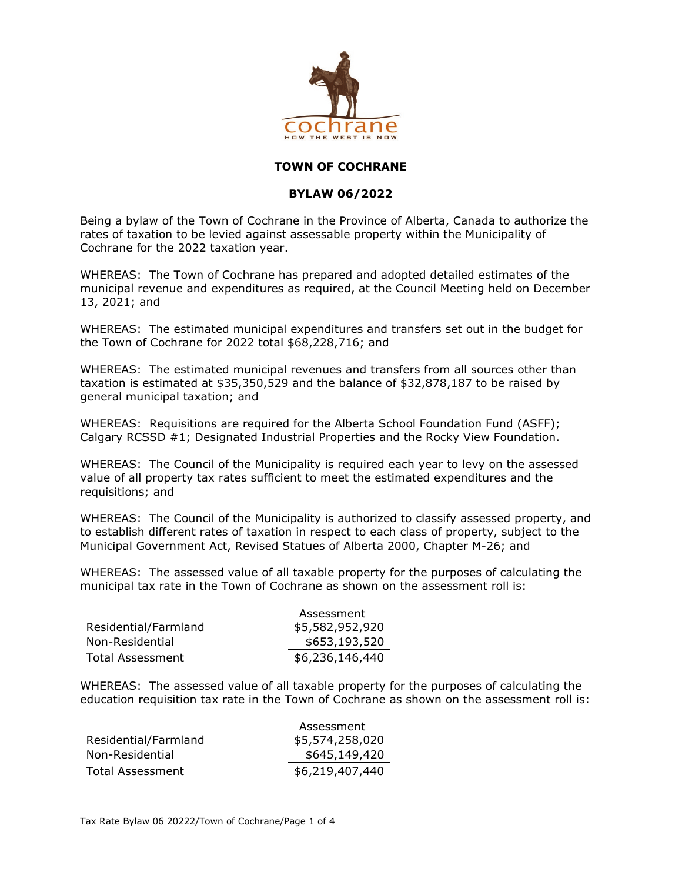# TOWN OF COCHRANE

## BYLAW 06/2022

Being a bylaw of the Town of Cochrane in the Province of Alberta, Canada to authorize the rates of taxation to be levied against assessable property within the Municipality of Cochrane for the 2022 taxation year.

WHEREAS: The Town of Cochrane has prepared and adopted detailed estimates of the municipal revenue and expenditures as required, at the Council Meeting held on December 13, 2021; and

WHEREAS: The estimated municipal expenditures and transfers set out in the budget for the Town of Cochrane for 2022 total $68,228,716; and

WHEREAS: The estimated municipal revenues and transfers from all sources other than taxation is estimated at $35,350,529 and the balance of $32,878,187 to be raised by general municipal taxation; and

WHEREAS: Requisitions are required for the Alberta School Foundation Fund (ASFF); Calgary RCSSD #1; Designated Industrial Properties and the Rocky View Foundation.

WHEREAS: The Council of the Municipality is required each year to levy on the assessed value of all property tax rates sufficient to meet the estimated expenditures and the requisitions; and

WHEREAS: The Council of the Municipality is authorized to classify assessed property, and to establish different rates of taxation in respect to each class of property, subject to the Municipal Government Act, Revised Statues of Alberta 2000, Chapter M-26; and

WHEREAS: The assessed value of all taxable property for the purposes of calculating the municipal tax rate in the Town of Cochrane as shown on the assessment roll is:

| | Assessment |
|---|---|
| Residential/Farmland | $5,582,952,920 |
| Non-Residential | $653,193,520 |
| Total Assessment | $6,236,146,440 |

WHEREAS: The assessed value of all taxable property for the purposes of calculating the education requisition tax rate in the Town of Cochrane as shown on the assessment roll is:

| | Assessment |
|---|---|
| Residential/Farmland | $5,574,258,020 |
| Non-Residential | $645,149,420 |
| Total Assessment | $6,219,407,440 |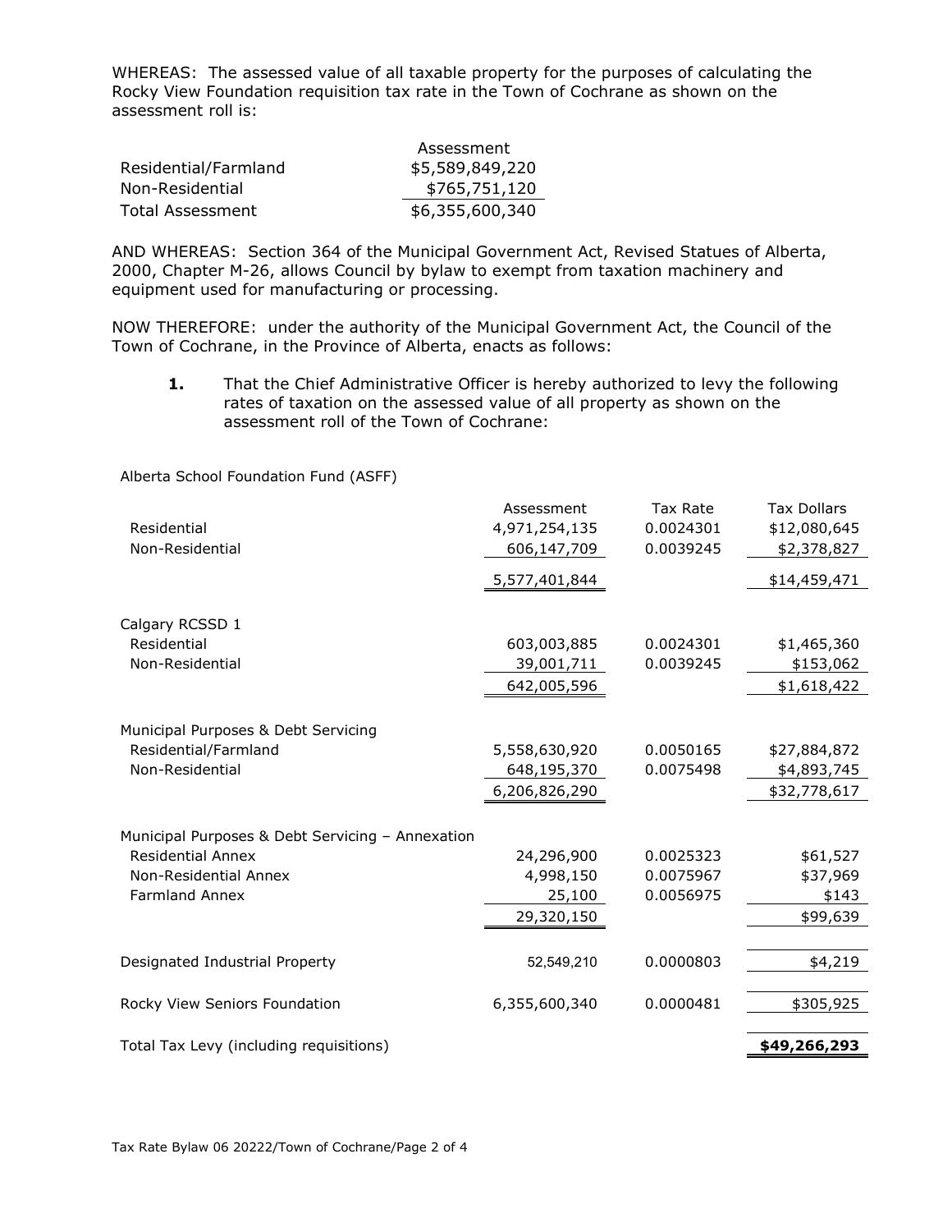WHEREAS: The assessed value of all taxable property for the purposes of calculating the Rocky View Foundation requisition tax rate in the Town of Cochrane as shown on the assessment roll is:

| | Assessment |
|---|---|
| Residential/Farmland | $5,589,849,220 |
| Non-Residential | $765,751,120 |
| Total Assessment | $6,355,600,340 |

AND WHEREAS: Section 364 of the Municipal Government Act, Revised Statues of Alberta, 2000, Chapter M-26, allows Council by bylaw to exempt from taxation machinery and equipment used for manufacturing or processing.

NOW THEREFORE: under the authority of the Municipal Government Act, the Council of the Town of Cochrane, in the Province of Alberta, enacts as follows:

**1.** That the Chief Administrative Officer is hereby authorized to levy the following rates of taxation on the assessed value of all property as shown on the assessment roll of the Town of Cochrane:

| | Assessment | Tax Rate | Tax Dollars |
|---|---|---|---|
| Alberta School Foundation Fund (ASFF) | | | |
| Residential | 4,971,254,135 | 0.0024301 | $12,080,645 |
| Non-Residential | 606,147,709 | 0.0039245 | $2,378,827 |
| | 5,577,401,844 | | $14,459,471 |
| Calgary RCSSD 1 | | | |
| Residential | 603,003,885 | 0.0024301 | $1,465,360 |
| Non-Residential | 39,001,711 | 0.0039245 | $153,062 |
| | 642,005,596 | | $1,618,422 |
| Municipal Purposes & Debt Servicing | | | |
| Residential/Farmland | 5,558,630,920 | 0.0050165 | $27,884,872 |
| Non-Residential | 648,195,370 | 0.0075498 | $4,893,745 |
| | 6,206,826,290 | | $32,778,617 |
| Municipal Purposes & Debt Servicing – Annexation | | | |
| Residential Annex | 24,296,900 | 0.0025323 | $61,527 |
| Non-Residential Annex | 4,998,150 | 0.0075967 | $37,969 |
| Farmland Annex | 25,100 | 0.0056975 | $143 |
| | 29,320,150 | | $99,639 |
| Designated Industrial Property | 52,549,210 | 0.0000803 | $4,219 |
| Rocky View Seniors Foundation | 6,355,600,340 | 0.0000481 | $305,925 |
| Total Tax Levy (including requisitions) | | | **$49,266,293** |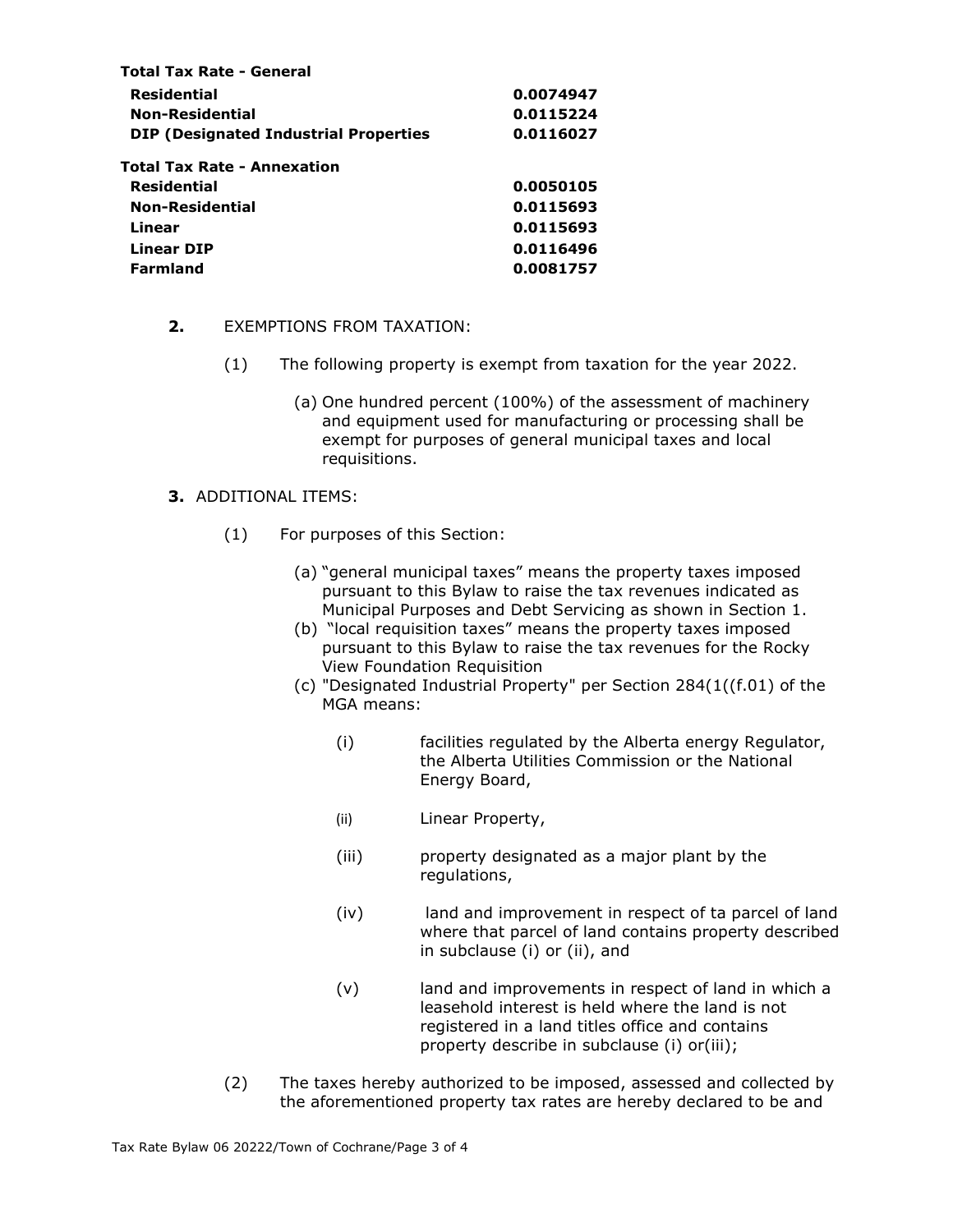| **Total Tax Rate - General** | |
|---|---|
| **Residential** | **0.0074947** |
| **Non-Residential** | **0.0115224** |
| **DIP (Designated Industrial Properties** | **0.0116027** |
| **Total Tax Rate - Annexation** | |
| **Residential** | **0.0050105** |
| **Non-Residential** | **0.0115693** |
| **Linear** | **0.0115693** |
| **Linear DIP** | **0.0116496** |
| **Farmland** | **0.0081757** |

**2.** EXEMPTIONS FROM TAXATION:

(1) The following property is exempt from taxation for the year 2022.

(a) One hundred percent (100%) of the assessment of machinery and equipment used for manufacturing or processing shall be exempt for purposes of general municipal taxes and local requisitions.

**3.** ADDITIONAL ITEMS:

(1) For purposes of this Section:

(a) "general municipal taxes" means the property taxes imposed pursuant to this Bylaw to raise the tax revenues indicated as Municipal Purposes and Debt Servicing as shown in Section 1.

(b) "local requisition taxes" means the property taxes imposed pursuant to this Bylaw to raise the tax revenues for the Rocky View Foundation Requisition

(c) "Designated Industrial Property" per Section 284(1((f.01) of the MGA means:

(i) facilities regulated by the Alberta energy Regulator, the Alberta Utilities Commission or the National Energy Board,

(ii) Linear Property,

(iii) property designated as a major plant by the regulations,

(iv) land and improvement in respect of ta parcel of land where that parcel of land contains property described in subclause (i) or (ii), and

(v) land and improvements in respect of land in which a leasehold interest is held where the land is not registered in a land titles office and contains property describe in subclause (i) or(iii);

(2) The taxes hereby authorized to be imposed, assessed and collected by the aforementioned property tax rates are hereby declared to be and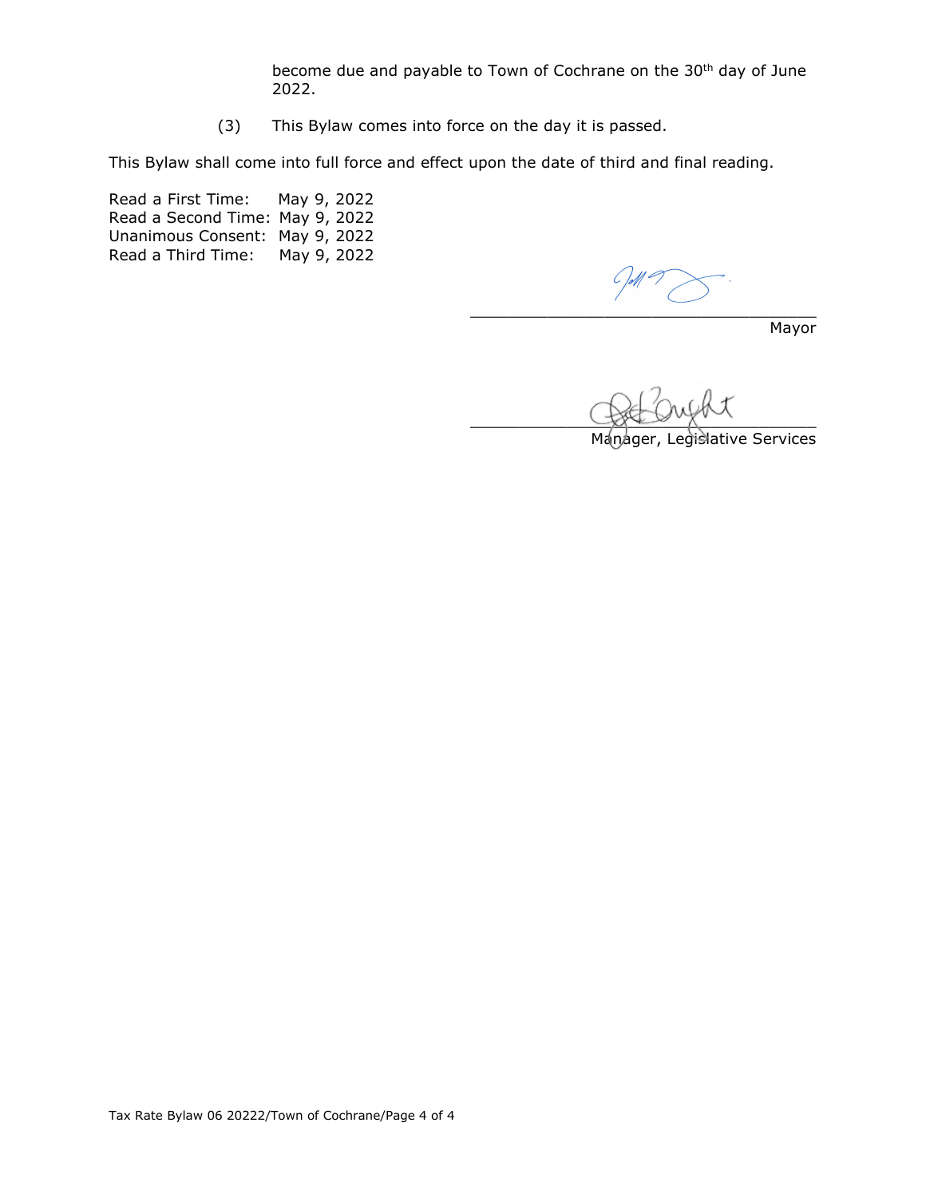become due and payable to Town of Cochrane on the 30th day of June 2022.

(3) This Bylaw comes into force on the day it is passed.

This Bylaw shall come into full force and effect upon the date of third and final reading.

Read a First Time: May 9, 2022
Read a Second Time: May 9, 2022
Unanimous Consent: May 9, 2022
Read a Third Time: May 9, 2022

\_\_\_\_\_\_\_\_\_\_\_\_\_\_\_\_\_\_\_\_\_\_\_\_\_\_\_\_\_\_\_\_\_\_\_
Mayor

\_\_\_\_\_\_\_\_\_\_\_\_\_\_\_\_\_\_\_\_\_\_\_\_\_\_\_\_\_\_\_\_\_\_\_
Manager, Legislative Services